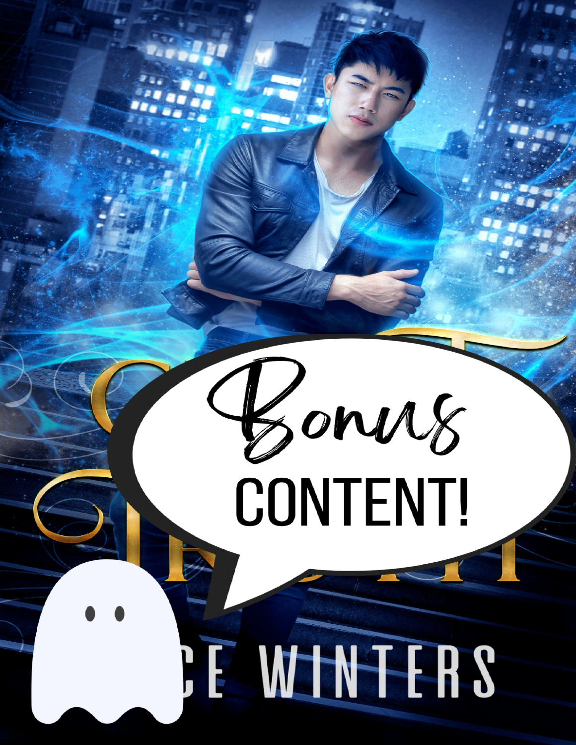Bonus

CONTENT!

CE WINTERS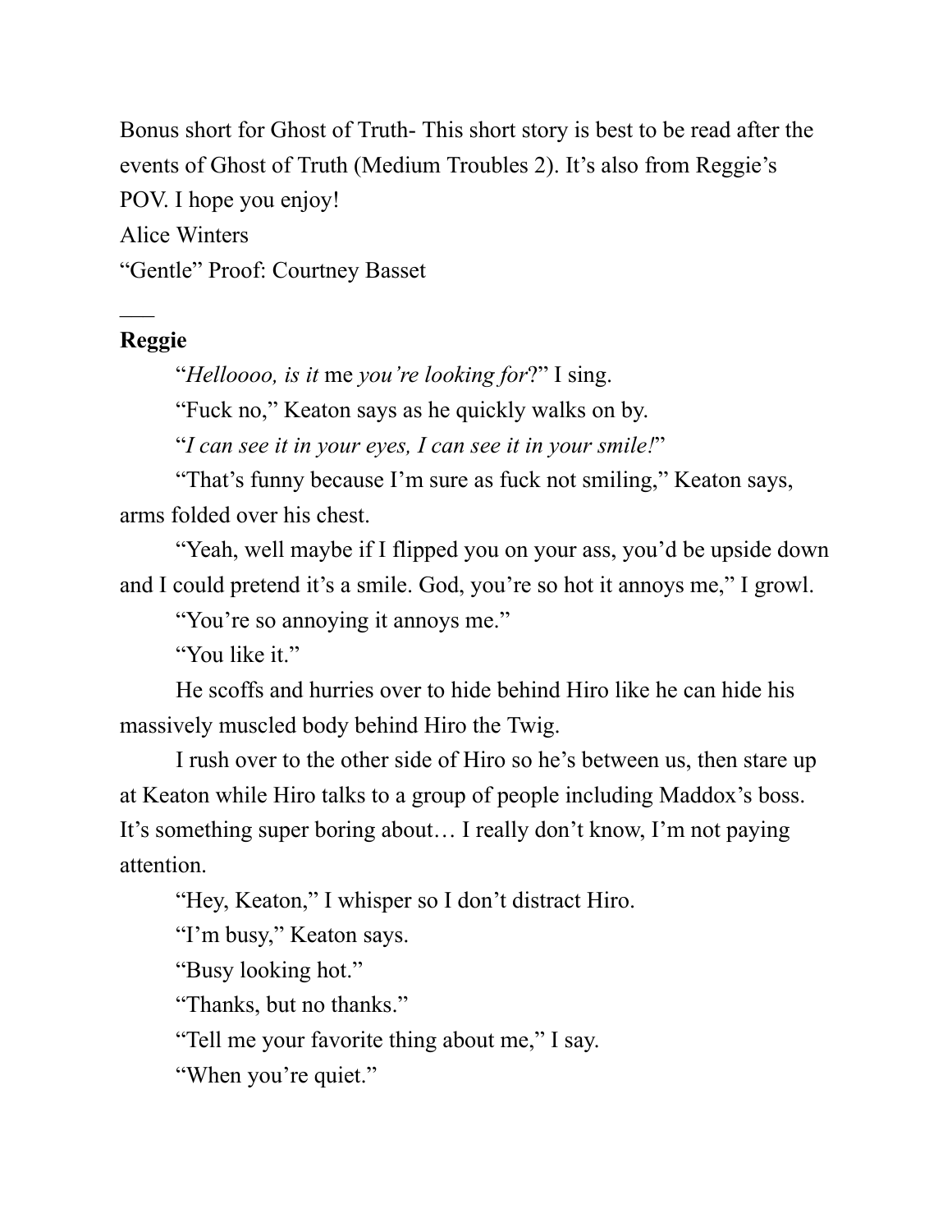Bonus short for Ghost of Truth- This short story is best to be read after the events of Ghost of Truth (Medium Troubles 2). It's also from Reggie's POV. I hope you enjoy!

Alice Winters

"Gentle" Proof: Courtney Basset

___

**Reggie**

"*Helloooo, is it* me *you're looking for*?" I sing.

"Fuck no," Keaton says as he quickly walks on by.

"*I can see it in your eyes, I can see it in your smile!*"

"That's funny because I'm sure as fuck not smiling," Keaton says, arms folded over his chest.

"Yeah, well maybe if I flipped you on your ass, you'd be upside down and I could pretend it's a smile. God, you're so hot it annoys me," I growl.

"You're so annoying it annoys me."

"You like it."

He scoffs and hurries over to hide behind Hiro like he can hide his massively muscled body behind Hiro the Twig.

I rush over to the other side of Hiro so he's between us, then stare up at Keaton while Hiro talks to a group of people including Maddox's boss. It's something super boring about… I really don't know, I'm not paying attention.

"Hey, Keaton," I whisper so I don't distract Hiro.

"I'm busy," Keaton says.

"Busy looking hot."

"Thanks, but no thanks."

"Tell me your favorite thing about me," I say.

"When you're quiet."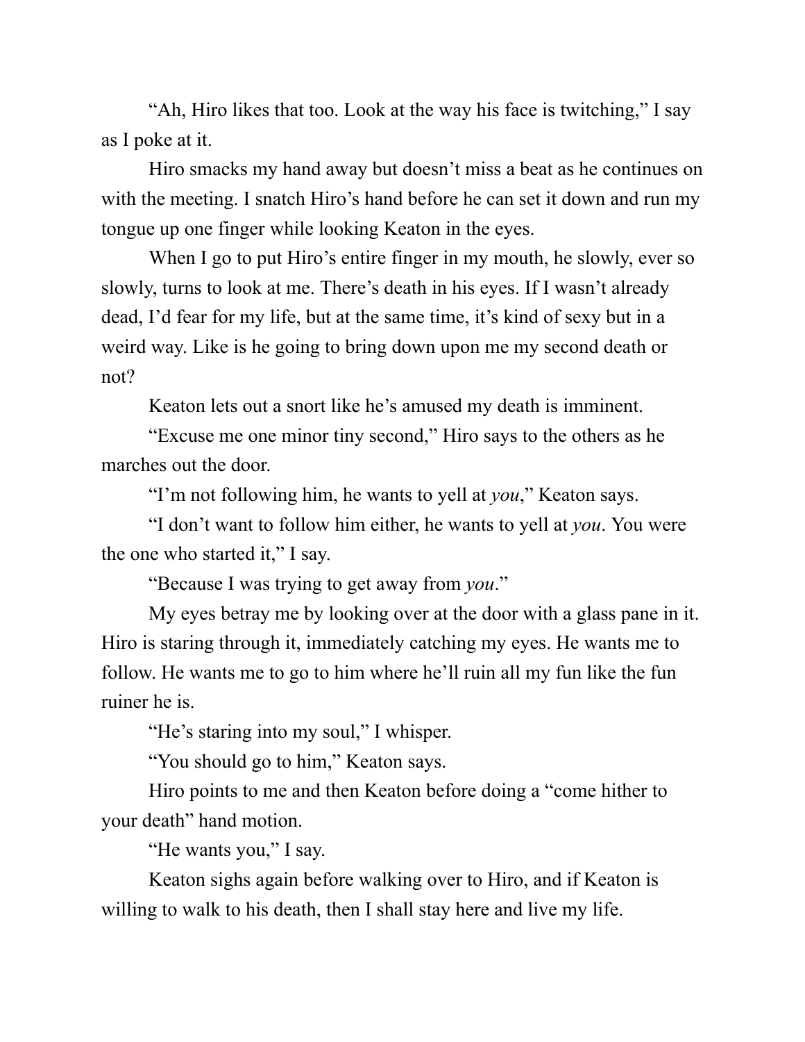“Ah, Hiro likes that too. Look at the way his face is twitching,” I say as I poke at it.

Hiro smacks my hand away but doesn’t miss a beat as he continues on with the meeting. I snatch Hiro’s hand before he can set it down and run my tongue up one finger while looking Keaton in the eyes.

When I go to put Hiro’s entire finger in my mouth, he slowly, ever so slowly, turns to look at me. There’s death in his eyes. If I wasn’t already dead, I’d fear for my life, but at the same time, it’s kind of sexy but in a weird way. Like is he going to bring down upon me my second death or not?

Keaton lets out a snort like he’s amused my death is imminent.

“Excuse me one minor tiny second,” Hiro says to the others as he marches out the door.

“I’m not following him, he wants to yell at *you*,” Keaton says.

“I don’t want to follow him either, he wants to yell at *you*. You were the one who started it,” I say.

“Because I was trying to get away from *you*.”

My eyes betray me by looking over at the door with a glass pane in it. Hiro is staring through it, immediately catching my eyes. He wants me to follow. He wants me to go to him where he’ll ruin all my fun like the fun ruiner he is.

“He’s staring into my soul,” I whisper.

“You should go to him,” Keaton says.

Hiro points to me and then Keaton before doing a “come hither to your death” hand motion.

“He wants you,” I say.

Keaton sighs again before walking over to Hiro, and if Keaton is willing to walk to his death, then I shall stay here and live my life.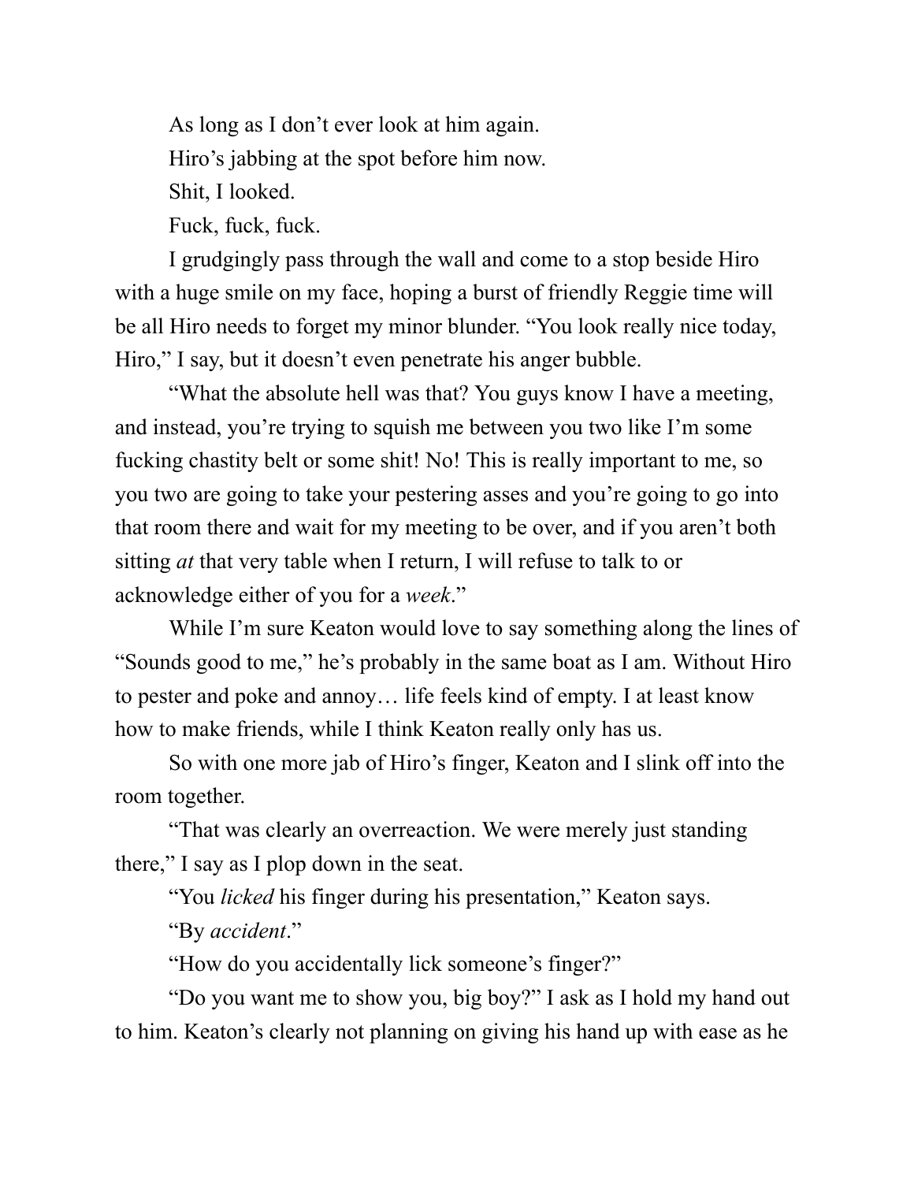As long as I don't ever look at him again.

Hiro's jabbing at the spot before him now.

Shit, I looked.

Fuck, fuck, fuck.

I grudgingly pass through the wall and come to a stop beside Hiro with a huge smile on my face, hoping a burst of friendly Reggie time will be all Hiro needs to forget my minor blunder. "You look really nice today, Hiro," I say, but it doesn't even penetrate his anger bubble.

"What the absolute hell was that? You guys know I have a meeting, and instead, you're trying to squish me between you two like I'm some fucking chastity belt or some shit! No! This is really important to me, so you two are going to take your pestering asses and you're going to go into that room there and wait for my meeting to be over, and if you aren't both sitting *at* that very table when I return, I will refuse to talk to or acknowledge either of you for a *week*."

While I'm sure Keaton would love to say something along the lines of "Sounds good to me," he's probably in the same boat as I am. Without Hiro to pester and poke and annoy… life feels kind of empty. I at least know how to make friends, while I think Keaton really only has us.

So with one more jab of Hiro's finger, Keaton and I slink off into the room together.

"That was clearly an overreaction. We were merely just standing there," I say as I plop down in the seat.

"You *licked* his finger during his presentation," Keaton says.

"By *accident*."

"How do you accidentally lick someone's finger?"

"Do you want me to show you, big boy?" I ask as I hold my hand out to him. Keaton's clearly not planning on giving his hand up with ease as he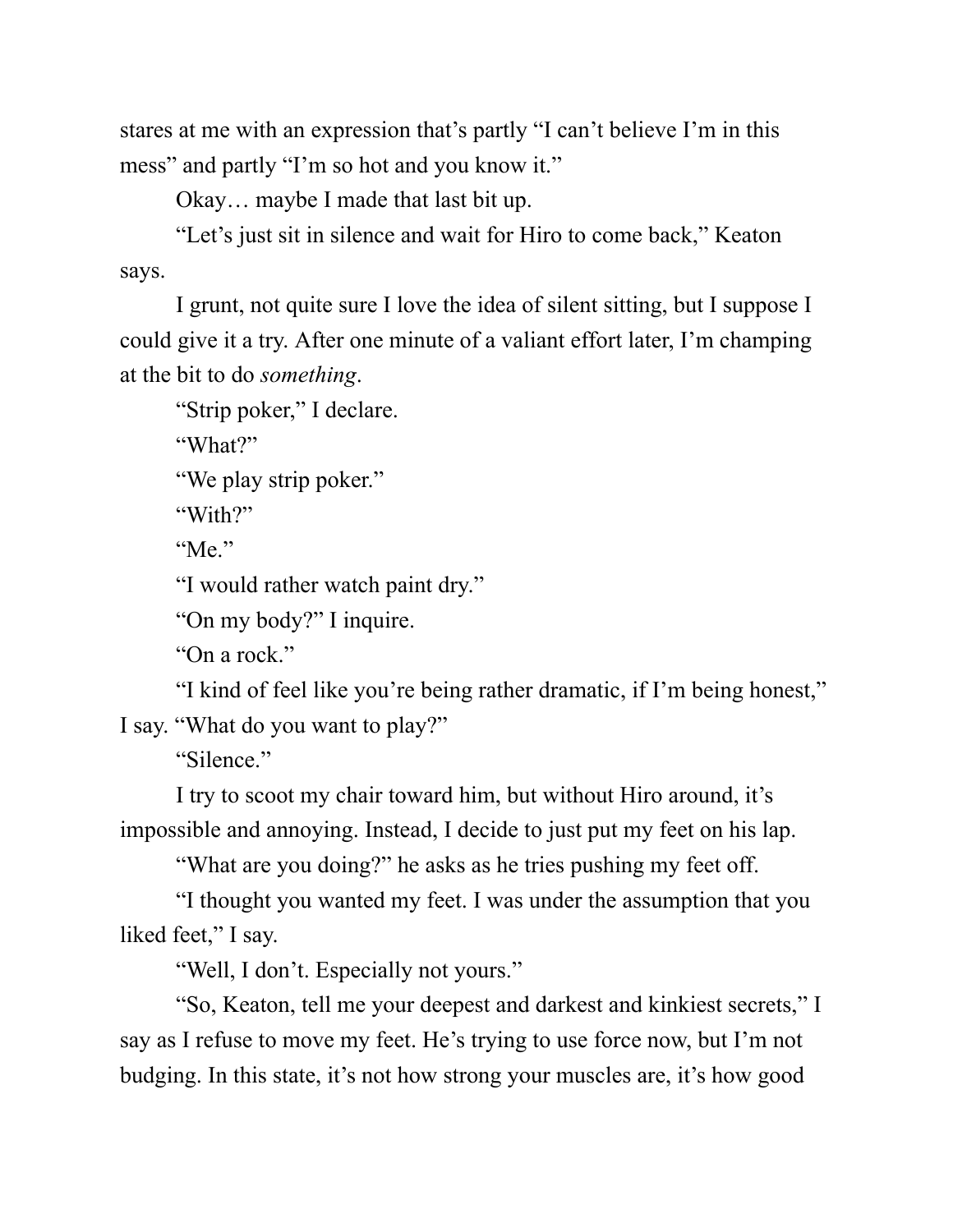stares at me with an expression that's partly "I can't believe I'm in this mess" and partly "I'm so hot and you know it."

Okay… maybe I made that last bit up.

"Let's just sit in silence and wait for Hiro to come back," Keaton says.

I grunt, not quite sure I love the idea of silent sitting, but I suppose I could give it a try. After one minute of a valiant effort later, I'm champing at the bit to do *something*.

"Strip poker," I declare.

"What?"

"We play strip poker."

"With?"

"Me."

"I would rather watch paint dry."

"On my body?" I inquire.

"On a rock."

"I kind of feel like you're being rather dramatic, if I'm being honest," I say. "What do you want to play?"

"Silence."

I try to scoot my chair toward him, but without Hiro around, it's impossible and annoying. Instead, I decide to just put my feet on his lap.

"What are you doing?" he asks as he tries pushing my feet off.

"I thought you wanted my feet. I was under the assumption that you liked feet," I say.

"Well, I don't. Especially not yours."

"So, Keaton, tell me your deepest and darkest and kinkiest secrets," I say as I refuse to move my feet. He's trying to use force now, but I'm not budging. In this state, it's not how strong your muscles are, it's how good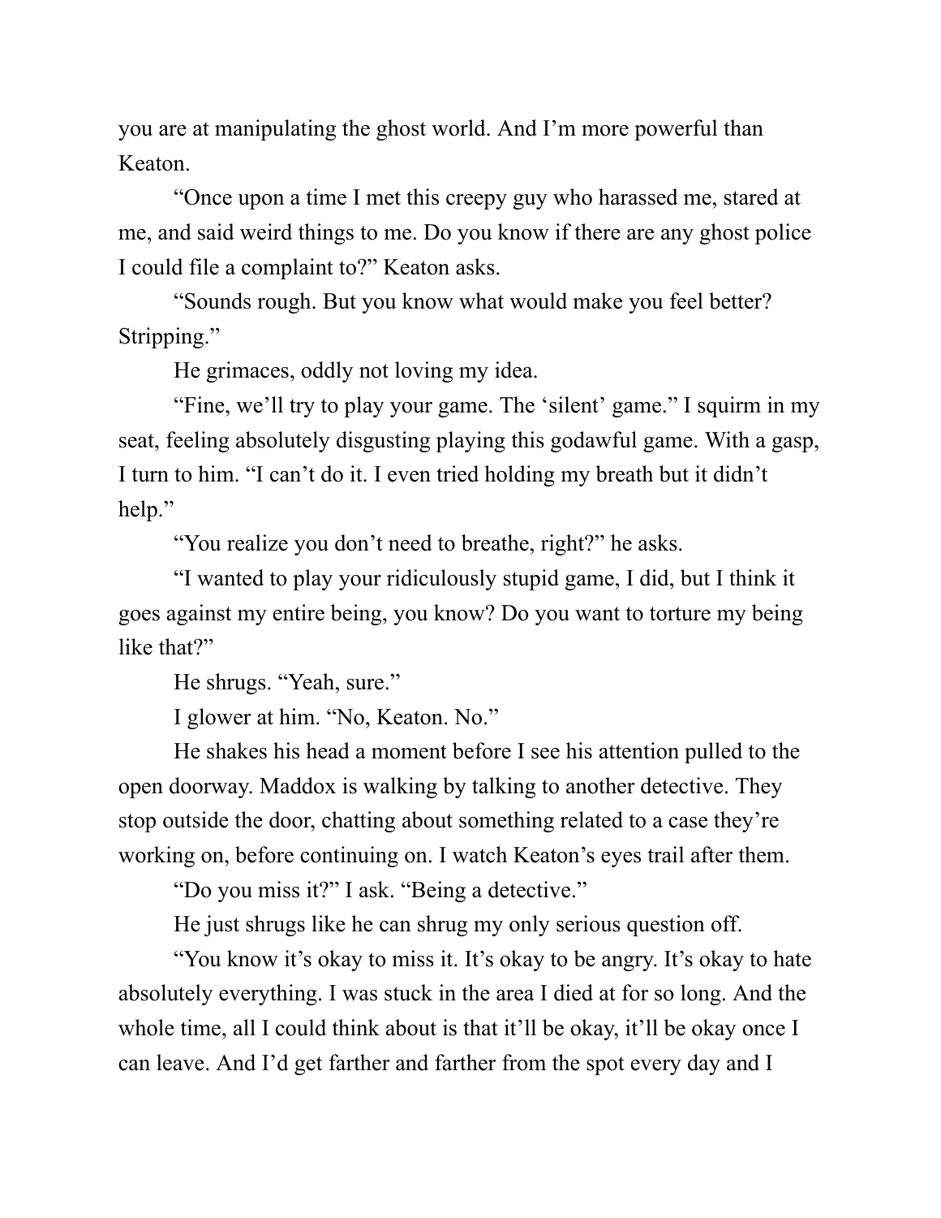you are at manipulating the ghost world. And I'm more powerful than Keaton.

"Once upon a time I met this creepy guy who harassed me, stared at me, and said weird things to me. Do you know if there are any ghost police I could file a complaint to?" Keaton asks.

"Sounds rough. But you know what would make you feel better? Stripping."

He grimaces, oddly not loving my idea.

"Fine, we'll try to play your game. The 'silent' game." I squirm in my seat, feeling absolutely disgusting playing this godawful game. With a gasp, I turn to him. "I can't do it. I even tried holding my breath but it didn't help."

"You realize you don't need to breathe, right?" he asks.

"I wanted to play your ridiculously stupid game, I did, but I think it goes against my entire being, you know? Do you want to torture my being like that?"

He shrugs. "Yeah, sure."

I glower at him. "No, Keaton. No."

He shakes his head a moment before I see his attention pulled to the open doorway. Maddox is walking by talking to another detective. They stop outside the door, chatting about something related to a case they're working on, before continuing on. I watch Keaton's eyes trail after them.

"Do you miss it?" I ask. "Being a detective."

He just shrugs like he can shrug my only serious question off.

"You know it's okay to miss it. It's okay to be angry. It's okay to hate absolutely everything. I was stuck in the area I died at for so long. And the whole time, all I could think about is that it'll be okay, it'll be okay once I can leave. And I'd get farther and farther from the spot every day and I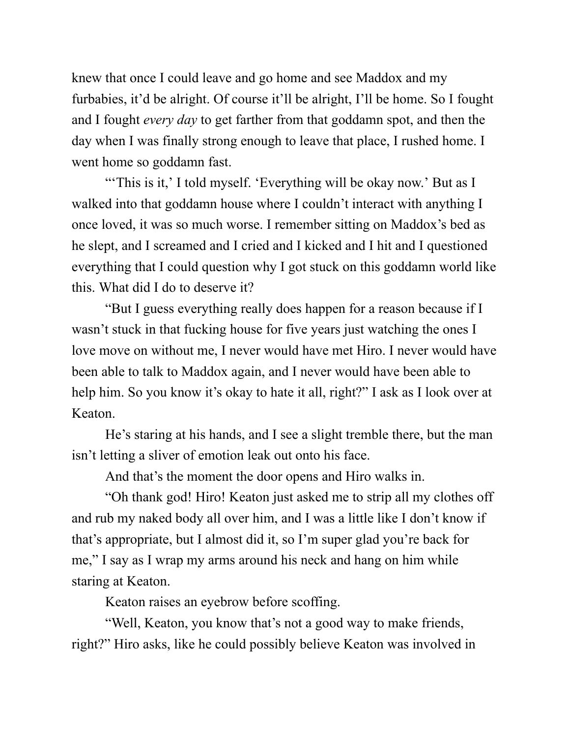knew that once I could leave and go home and see Maddox and my furbabies, it'd be alright. Of course it'll be alright, I'll be home. So I fought and I fought *every day* to get farther from that goddamn spot, and then the day when I was finally strong enough to leave that place, I rushed home. I went home so goddamn fast.

"'This is it,' I told myself. 'Everything will be okay now.' But as I walked into that goddamn house where I couldn't interact with anything I once loved, it was so much worse. I remember sitting on Maddox's bed as he slept, and I screamed and I cried and I kicked and I hit and I questioned everything that I could question why I got stuck on this goddamn world like this. What did I do to deserve it?

"But I guess everything really does happen for a reason because if I wasn't stuck in that fucking house for five years just watching the ones I love move on without me, I never would have met Hiro. I never would have been able to talk to Maddox again, and I never would have been able to help him. So you know it's okay to hate it all, right?" I ask as I look over at Keaton.

He's staring at his hands, and I see a slight tremble there, but the man isn't letting a sliver of emotion leak out onto his face.

And that's the moment the door opens and Hiro walks in.

"Oh thank god! Hiro! Keaton just asked me to strip all my clothes off and rub my naked body all over him, and I was a little like I don't know if that's appropriate, but I almost did it, so I'm super glad you're back for me," I say as I wrap my arms around his neck and hang on him while staring at Keaton.

Keaton raises an eyebrow before scoffing.

"Well, Keaton, you know that's not a good way to make friends, right?" Hiro asks, like he could possibly believe Keaton was involved in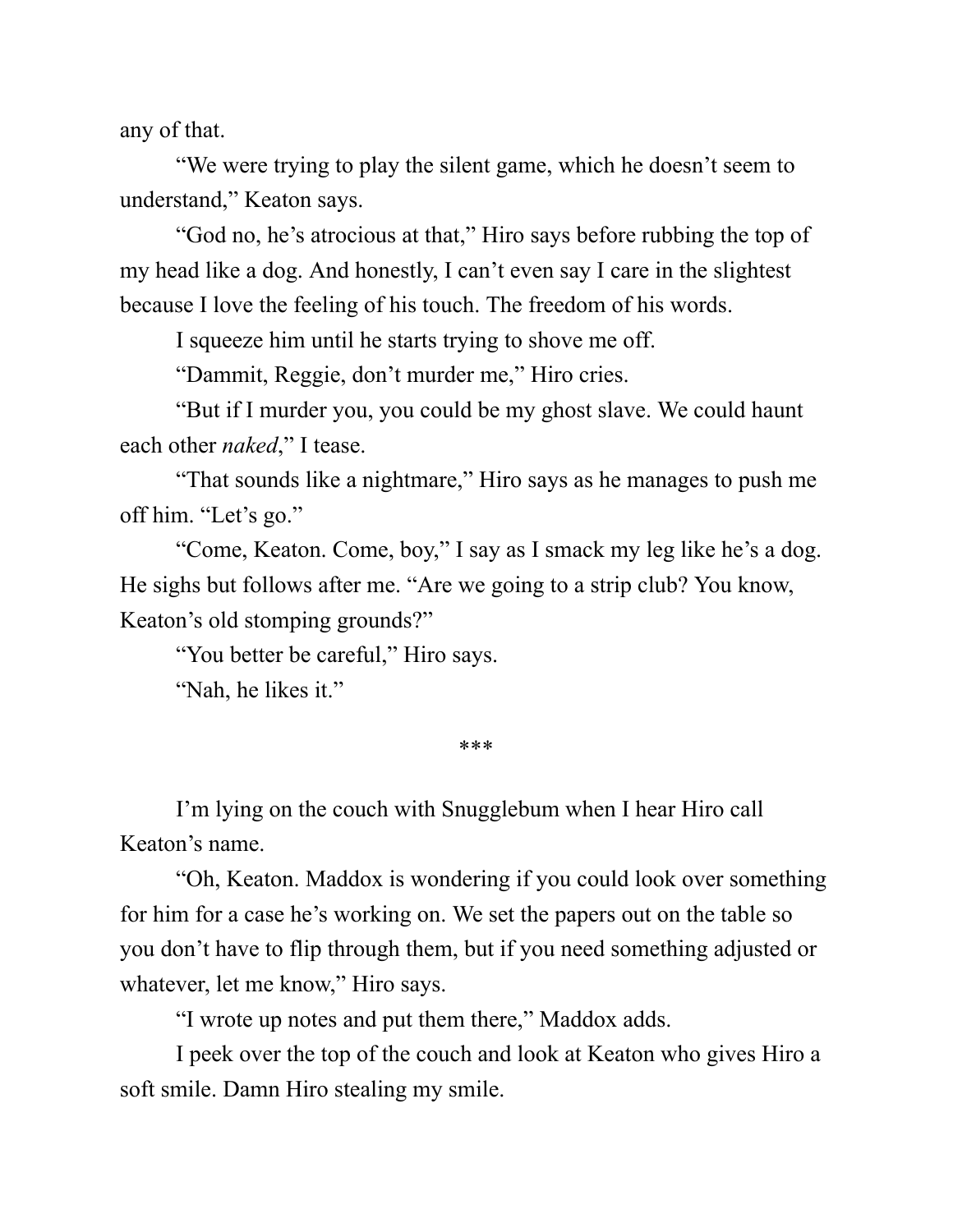any of that.

“We were trying to play the silent game, which he doesn’t seem to understand,” Keaton says.

“God no, he’s atrocious at that,” Hiro says before rubbing the top of my head like a dog. And honestly, I can’t even say I care in the slightest because I love the feeling of his touch. The freedom of his words.

I squeeze him until he starts trying to shove me off.

“Dammit, Reggie, don’t murder me,” Hiro cries.

“But if I murder you, you could be my ghost slave. We could haunt each other *naked*,” I tease.

“That sounds like a nightmare,” Hiro says as he manages to push me off him. “Let’s go.”

“Come, Keaton. Come, boy,” I say as I smack my leg like he’s a dog. He sighs but follows after me. “Are we going to a strip club? You know, Keaton’s old stomping grounds?”

“You better be careful,” Hiro says.

“Nah, he likes it.”

***

I’m lying on the couch with Snugglebum when I hear Hiro call Keaton’s name.

“Oh, Keaton. Maddox is wondering if you could look over something for him for a case he’s working on. We set the papers out on the table so you don’t have to flip through them, but if you need something adjusted or whatever, let me know,” Hiro says.

“I wrote up notes and put them there,” Maddox adds.

I peek over the top of the couch and look at Keaton who gives Hiro a soft smile. Damn Hiro stealing my smile.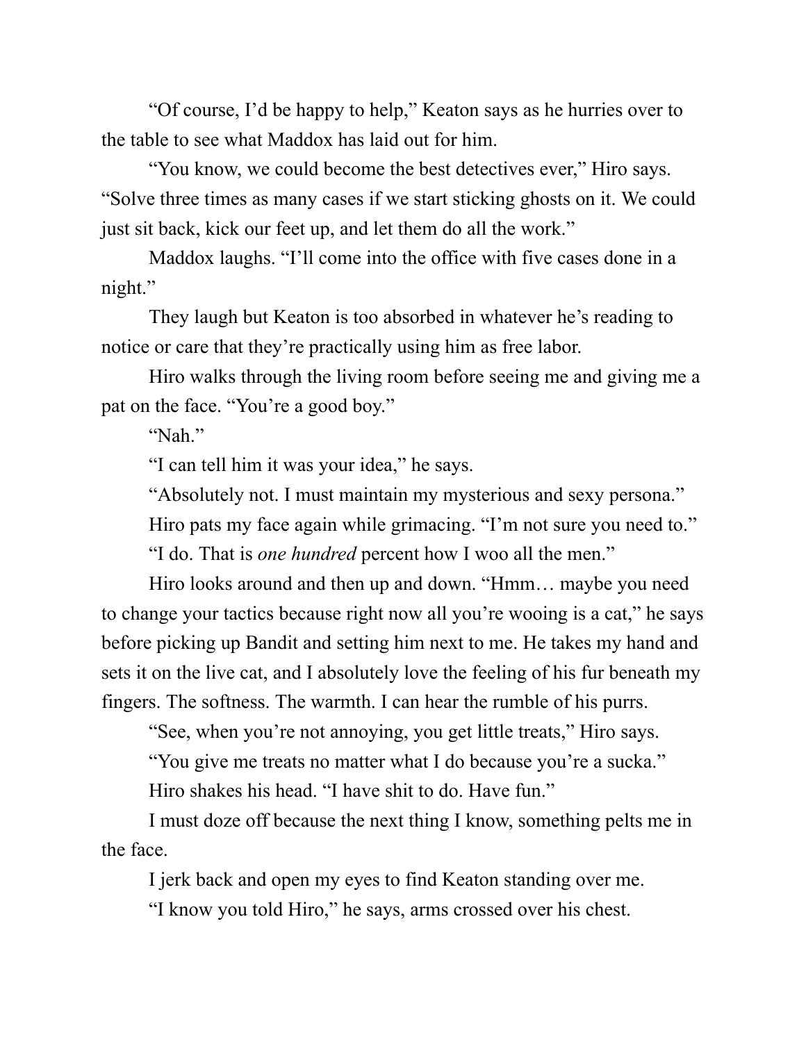"Of course, I'd be happy to help," Keaton says as he hurries over to the table to see what Maddox has laid out for him.

"You know, we could become the best detectives ever," Hiro says. "Solve three times as many cases if we start sticking ghosts on it. We could just sit back, kick our feet up, and let them do all the work."

Maddox laughs. "I'll come into the office with five cases done in a night."

They laugh but Keaton is too absorbed in whatever he's reading to notice or care that they're practically using him as free labor.

Hiro walks through the living room before seeing me and giving me a pat on the face. "You're a good boy."

"Nah."

"I can tell him it was your idea," he says.

"Absolutely not. I must maintain my mysterious and sexy persona."

Hiro pats my face again while grimacing. "I'm not sure you need to."

"I do. That is *one hundred* percent how I woo all the men."

Hiro looks around and then up and down. "Hmm… maybe you need to change your tactics because right now all you're wooing is a cat," he says before picking up Bandit and setting him next to me. He takes my hand and sets it on the live cat, and I absolutely love the feeling of his fur beneath my fingers. The softness. The warmth. I can hear the rumble of his purrs.

"See, when you're not annoying, you get little treats," Hiro says.

"You give me treats no matter what I do because you're a sucka."

Hiro shakes his head. "I have shit to do. Have fun."

I must doze off because the next thing I know, something pelts me in the face.

I jerk back and open my eyes to find Keaton standing over me.

"I know you told Hiro," he says, arms crossed over his chest.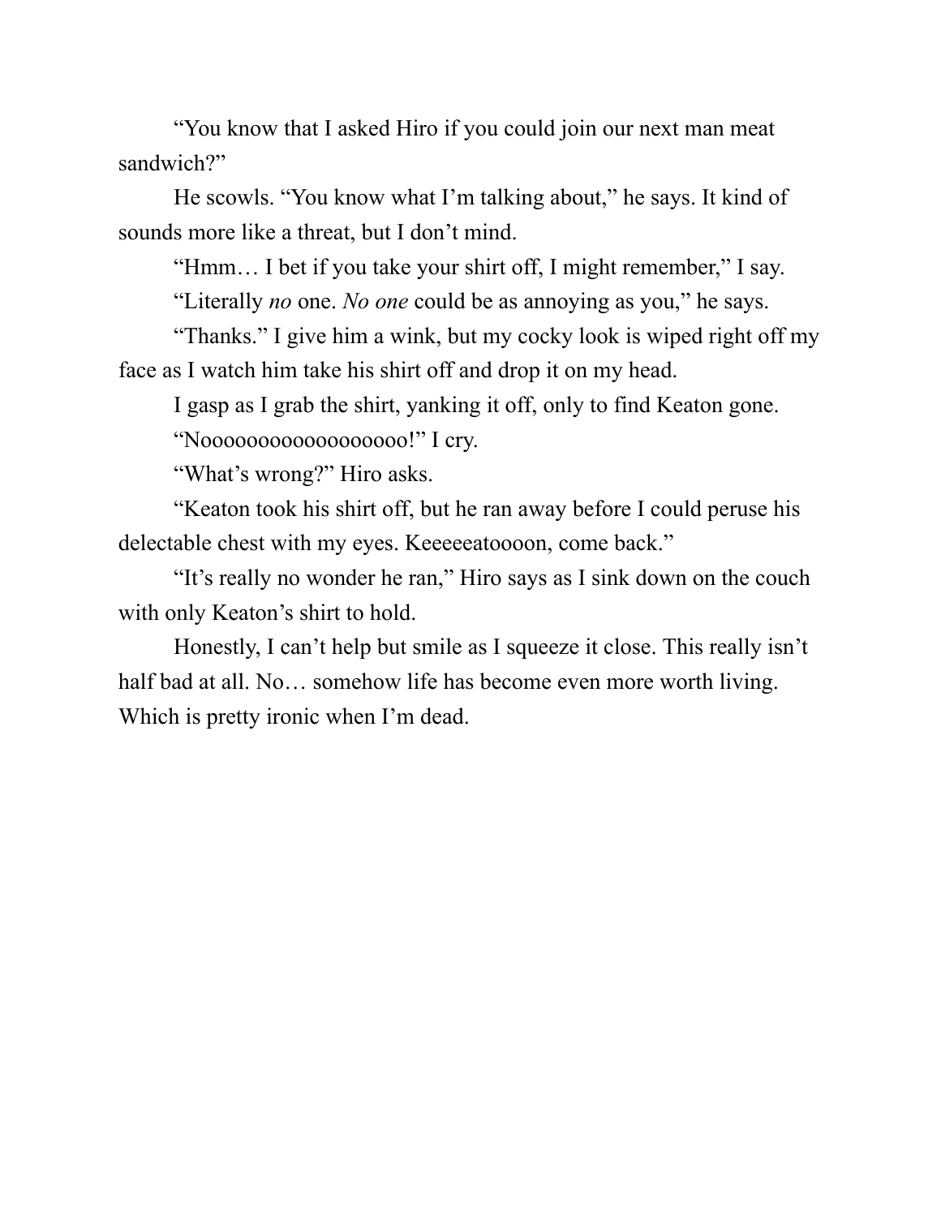"You know that I asked Hiro if you could join our next man meat sandwich?"

He scowls. "You know what I'm talking about," he says. It kind of sounds more like a threat, but I don't mind.

"Hmm… I bet if you take your shirt off, I might remember," I say.

"Literally *no* one. *No one* could be as annoying as you," he says.

"Thanks." I give him a wink, but my cocky look is wiped right off my face as I watch him take his shirt off and drop it on my head.

I gasp as I grab the shirt, yanking it off, only to find Keaton gone.

"Nooooooooooooooooooo!" I cry.

"What's wrong?" Hiro asks.

"Keaton took his shirt off, but he ran away before I could peruse his delectable chest with my eyes. Keeeeeatoooon, come back."

"It's really no wonder he ran," Hiro says as I sink down on the couch with only Keaton's shirt to hold.

Honestly, I can't help but smile as I squeeze it close. This really isn't half bad at all. No… somehow life has become even more worth living. Which is pretty ironic when I'm dead.